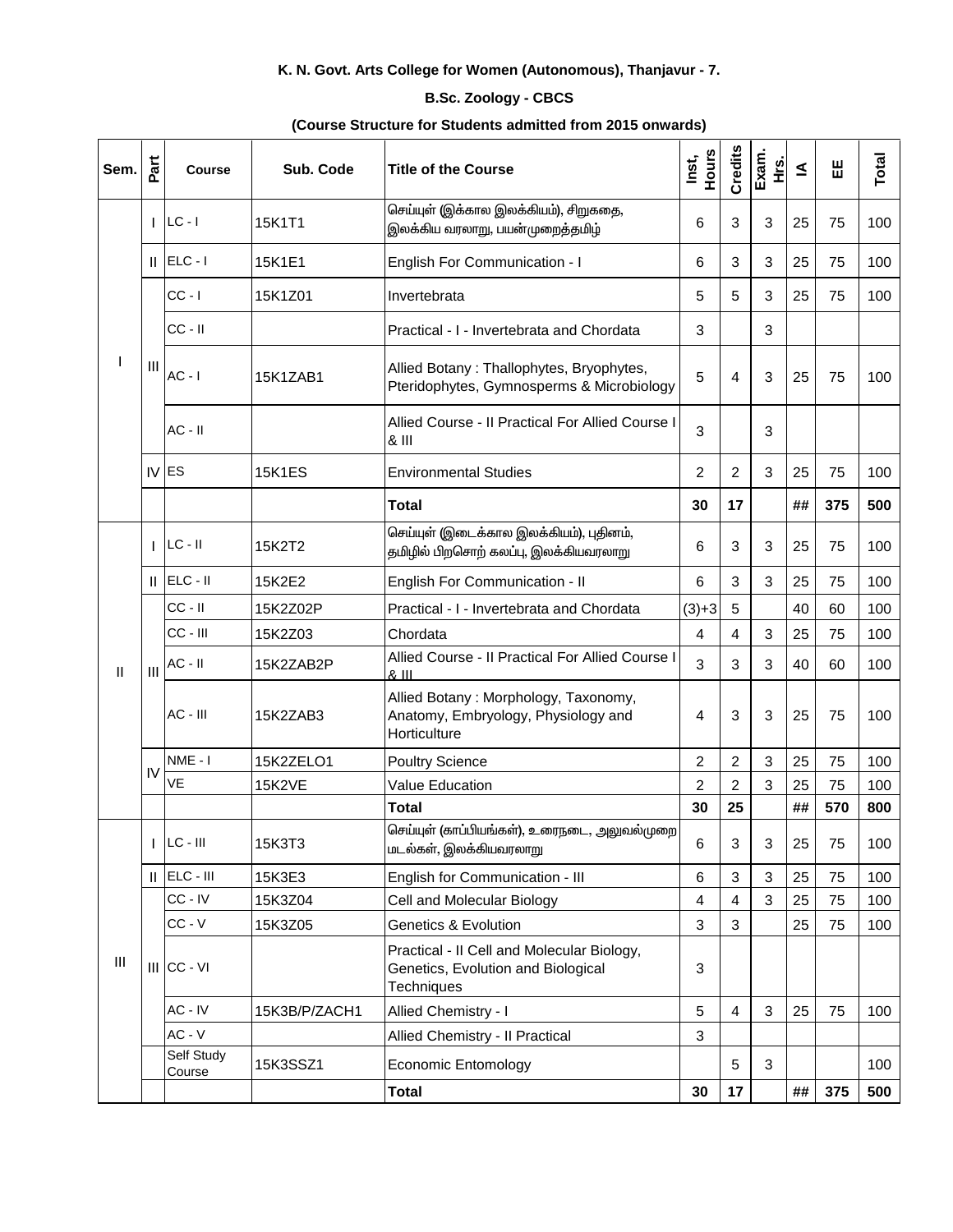**K. N. Govt. Arts College for Women (Autonomous), Thanjavur - 7.**

**B.Sc. Zoology - CBCS**

**(Course Structure for Students admitted from 2015 onwards)**

| Sem. | Part | Course | Sub. Code | Title of the Course | Inst, Hours | Credits | Exam. Hrs. | IA | EE | Total |
|---|---|---|---|---|---|---|---|---|---|---|
| I | I | LC - I | 15K1T1 | செய்யுள் (இக்கால இலக்கியம்), சிறுகதை, இலக்கிய வரலாறு, பயன்முறைத்தமிழ் | 6 | 3 | 3 | 25 | 75 | 100 |
| | II | ELC - I | 15K1E1 | English For Communication - I | 6 | 3 | 3 | 25 | 75 | 100 |
| | III | CC - I | 15K1Z01 | Invertebrata | 5 | 5 | 3 | 25 | 75 | 100 |
| | | CC - II | | Practical - I - Invertebrata and Chordata | 3 | | 3 | | | |
| | | AC - I | 15K1ZAB1 | Allied Botany : Thallophytes, Bryophytes, Pteridophytes, Gymnosperms & Microbiology | 5 | 4 | 3 | 25 | 75 | 100 |
| | | AC - II | | Allied Course - II Practical For Allied Course I & III | 3 | | 3 | | | |
| | IV | ES | 15K1ES | Environmental Studies | 2 | 2 | 3 | 25 | 75 | 100 |
| | | | | **Total** | **30** | **17** | | **##** | **375** | **500** |
| II | I | LC - II | 15K2T2 | செய்யுள் (இடைக்கால இலக்கியம்), புதினம், தமிழில் பிறசொற் கலப்பு, இலக்கியவரலாறு | 6 | 3 | 3 | 25 | 75 | 100 |
| | II | ELC - II | 15K2E2 | English For Communication - II | 6 | 3 | 3 | 25 | 75 | 100 |
| | III | CC - II | 15K2Z02P | Practical - I - Invertebrata and Chordata | (3)+3 | 5 | | 40 | 60 | 100 |
| | | CC - III | 15K2Z03 | Chordata | 4 | 4 | 3 | 25 | 75 | 100 |
| | | AC - II | 15K2ZAB2P | Allied Course - II Practical For Allied Course I & III | 3 | 3 | 3 | 40 | 60 | 100 |
| | | AC - III | 15K2ZAB3 | Allied Botany : Morphology, Taxonomy, Anatomy, Embryology, Physiology and Horticulture | 4 | 3 | 3 | 25 | 75 | 100 |
| | IV | NME - I | 15K2ZELO1 | Poultry Science | 2 | 2 | 3 | 25 | 75 | 100 |
| | | VE | 15K2VE | Value Education | 2 | 2 | 3 | 25 | 75 | 100 |
| | | | | **Total** | **30** | **25** | | **##** | **570** | **800** |
| III | I | LC - III | 15K3T3 | செய்யுள் (காப்பியங்கள்), உரைநடை, அலுவல்முறை மடல்கள், இலக்கியவரலாறு | 6 | 3 | 3 | 25 | 75 | 100 |
| | II | ELC - III | 15K3E3 | English for Communication - III | 6 | 3 | 3 | 25 | 75 | 100 |
| | III | CC - IV | 15K3Z04 | Cell and Molecular Biology | 4 | 4 | 3 | 25 | 75 | 100 |
| | | CC - V | 15K3Z05 | Genetics & Evolution | 3 | 3 | | 25 | 75 | 100 |
| | | CC - VI | | Practical - II Cell and Molecular Biology, Genetics, Evolution and Biological Techniques | 3 | | | | | |
| | | AC - IV | 15K3B/P/ZACH1 | Allied Chemistry - I | 5 | 4 | 3 | 25 | 75 | 100 |
| | | AC - V | | Allied Chemistry - II Practical | 3 | | | | | |
| | | Self Study Course | 15K3SSZ1 | Economic Entomology | | 5 | 3 | | | 100 |
| | | | | **Total** | **30** | **17** | | **##** | **375** | **500** |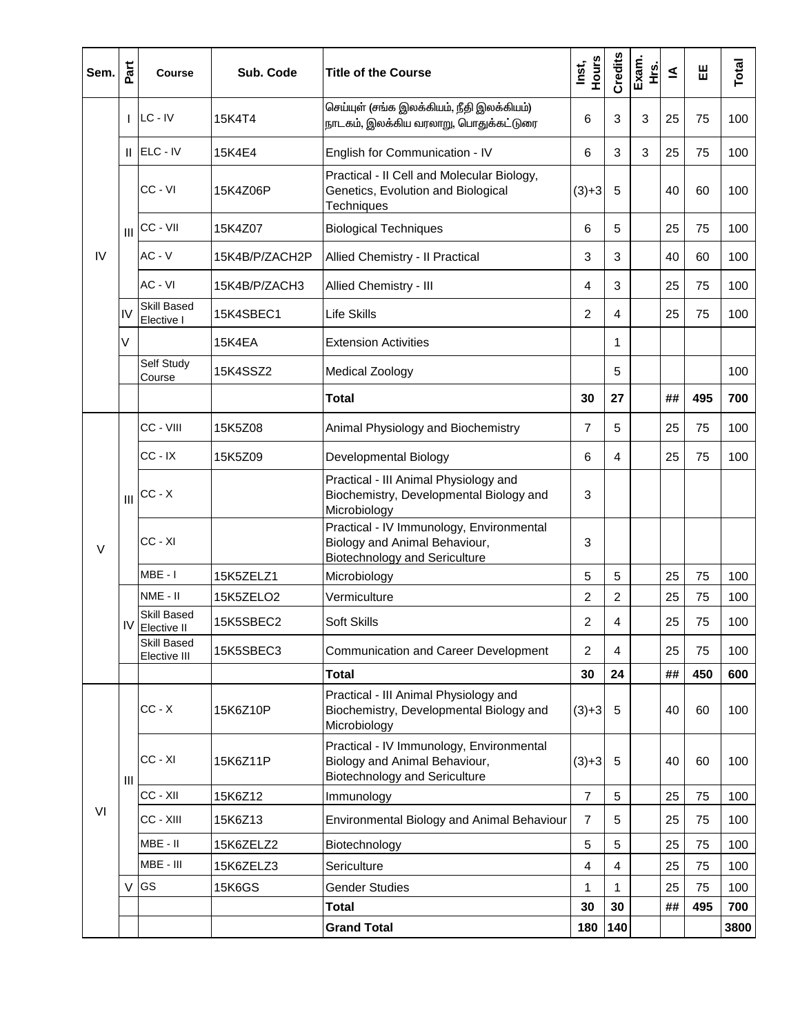| Sem. | Part | Course | Sub. Code | Title of the Course | Inst, Hours | Credits | Exam. Hrs. | IA | EE | Total |
|---|---|---|---|---|---|---|---|---|---|---|
| IV | I | LC - IV | 15K4T4 | செய்யுள் (சங்க இலக்கியம், நீதி இலக்கியம்) நாடகம், இலக்கிய வரலாறு, பொதுக்கட்டுரை | 6 | 3 | 3 | 25 | 75 | 100 |
| | II | ELC - IV | 15K4E4 | English for Communication - IV | 6 | 3 | 3 | 25 | 75 | 100 |
| | III | CC - VI | 15K4Z06P | Practical - II Cell and Molecular Biology, Genetics, Evolution and Biological Techniques | (3)+3 | 5 | | 40 | 60 | 100 |
| | | CC - VII | 15K4Z07 | Biological Techniques | 6 | 5 | | 25 | 75 | 100 |
| | | AC - V | 15K4B/P/ZACH2P | Allied Chemistry - II Practical | 3 | 3 | | 40 | 60 | 100 |
| | | AC - VI | 15K4B/P/ZACH3 | Allied Chemistry - III | 4 | 3 | | 25 | 75 | 100 |
| | IV | Skill Based Elective I | 15K4SBEC1 | Life Skills | 2 | 4 | | 25 | 75 | 100 |
| | V | | 15K4EA | Extension Activities | | 1 | | | | |
| | | Self Study Course | 15K4SSZ2 | Medical Zoology | | 5 | | | | 100 |
| | | | | **Total** | **30** | **27** | | **##** | **495** | **700** |
| V | III | CC - VIII | 15K5Z08 | Animal Physiology and Biochemistry | 7 | 5 | | 25 | 75 | 100 |
| | | CC - IX | 15K5Z09 | Developmental Biology | 6 | 4 | | 25 | 75 | 100 |
| | | CC - X | | Practical - III Animal Physiology and Biochemistry, Developmental Biology and Microbiology | 3 | | | | | |
| | | CC - XI | | Practical - IV Immunology, Environmental Biology and Animal Behaviour, Biotechnology and Sericulture | 3 | | | | | |
| | | MBE - I | 15K5ZELZ1 | Microbiology | 5 | 5 | | 25 | 75 | 100 |
| | IV | NME - II | 15K5ZELO2 | Vermiculture | 2 | 2 | | 25 | 75 | 100 |
| | | Skill Based Elective II | 15K5SBEC2 | Soft Skills | 2 | 4 | | 25 | 75 | 100 |
| | | Skill Based Elective III | 15K5SBEC3 | Communication and Career Development | 2 | 4 | | 25 | 75 | 100 |
| | | | | **Total** | **30** | **24** | | **##** | **450** | **600** |
| VI | III | CC - X | 15K6Z10P | Practical - III Animal Physiology and Biochemistry, Developmental Biology and Microbiology | (3)+3 | 5 | | 40 | 60 | 100 |
| | | CC - XI | 15K6Z11P | Practical - IV Immunology, Environmental Biology and Animal Behaviour, Biotechnology and Sericulture | (3)+3 | 5 | | 40 | 60 | 100 |
| | | CC - XII | 15K6Z12 | Immunology | 7 | 5 | | 25 | 75 | 100 |
| | | CC - XIII | 15K6Z13 | Environmental Biology and Animal Behaviour | 7 | 5 | | 25 | 75 | 100 |
| | | MBE - II | 15K6ZELZ2 | Biotechnology | 5 | 5 | | 25 | 75 | 100 |
| | | MBE - III | 15K6ZELZ3 | Sericulture | 4 | 4 | | 25 | 75 | 100 |
| | V | GS | 15K6GS | Gender Studies | 1 | 1 | | 25 | 75 | 100 |
| | | | | **Total** | **30** | **30** | | **##** | **495** | **700** |
| | | | | **Grand Total** | **180** | **140** | | | | **3800** |